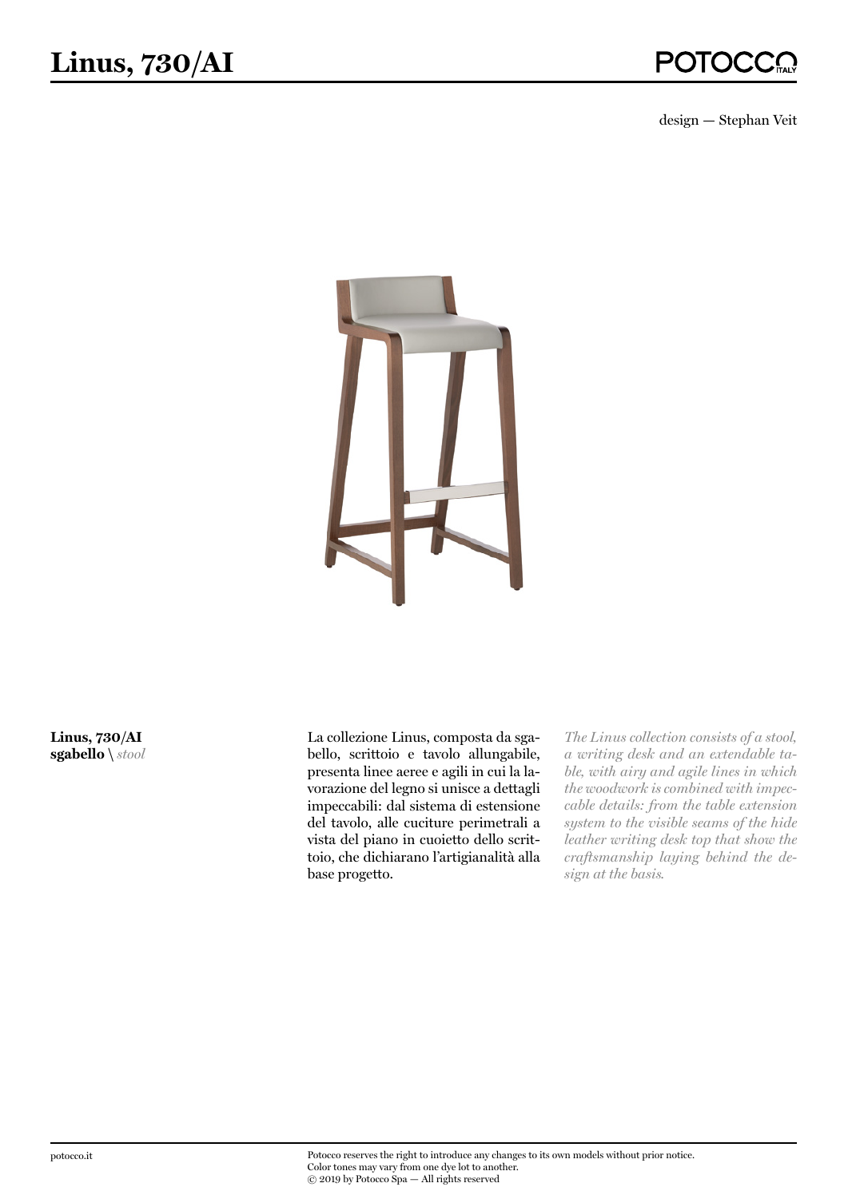# Linus, 730/AI

design — Stephan Veit

**Linus, 730/AI**
**sgabello** \ *stool*

La collezione Linus, composta da sgabello, scrittoio e tavolo allungabile, presenta linee aeree e agili in cui la lavorazione del legno si unisce a dettagli impeccabili: dal sistema di estensione del tavolo, alle cuciture perimetrali a vista del piano in cuoietto dello scrittoio, che dichiarano l'artigianalità alla base progetto.

*The Linus collection consists of a stool, a writing desk and an extendable table, with airy and agile lines in which the woodwork is combined with impeccable details: from the table extension system to the visible seams of the hide leather writing desk top that show the craftsmanship laying behind the design at the basis.*

potocco.it

Potocco reserves the right to introduce any changes to its own models without prior notice.
Color tones may vary from one dye lot to another.
© 2019 by Potocco Spa — All rights reserved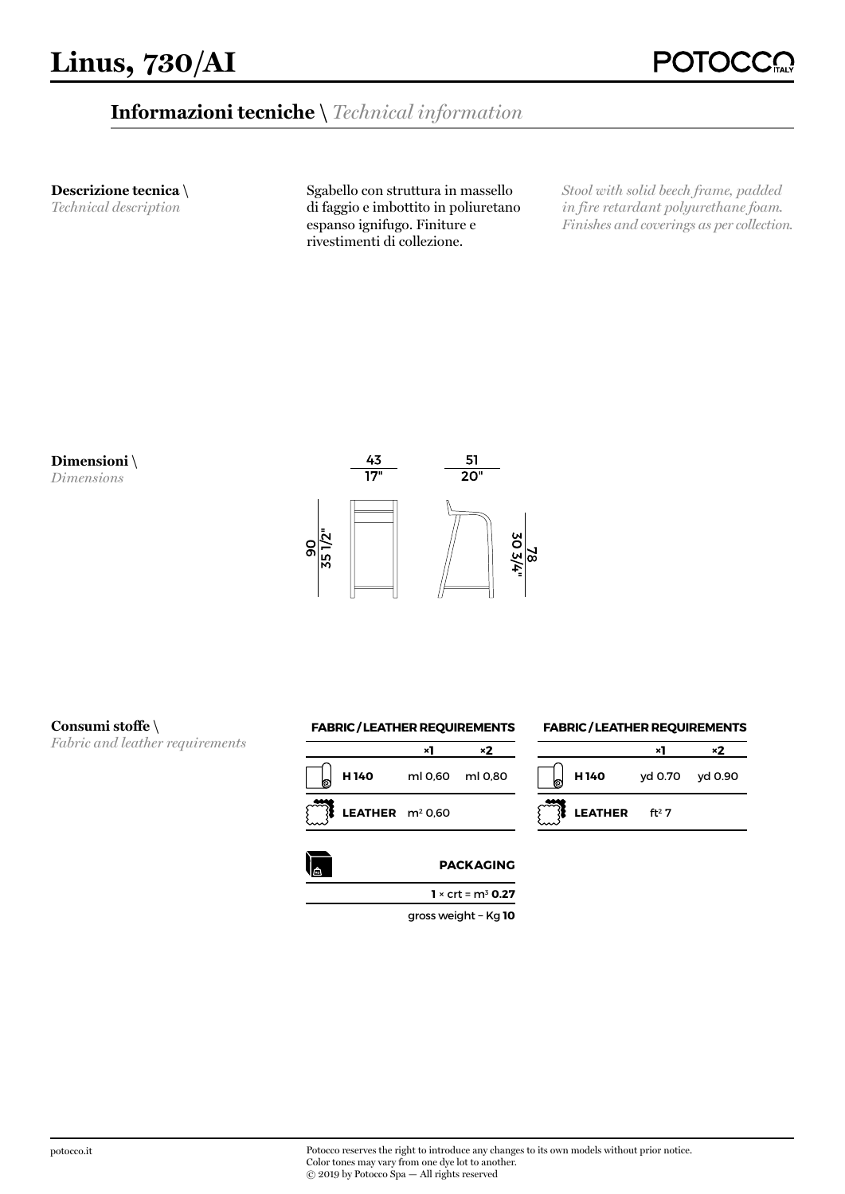# Linus, 730/AI

## Informazioni tecniche \ *Technical information*

**Descrizione tecnica \**
*Technical description*

Sgabello con struttura in massello di faggio e imbottito in poliuretano espanso ignifugo. Finiture e rivestimenti di collezione.

*Stool with solid beech frame, padded in fire retardant polyurethane foam. Finishes and coverings as per collection.*

**Dimensioni \**
*Dimensions*

43 / 17"

51 / 20"

90 / 35 1/2"

78 / 30 3/4"

**Consumi stoffe \**
*Fabric and leather requirements*

**FABRIC / LEATHER REQUIREMENTS**

| | ×1 | ×2 |
|---|---|---|
| **H 140** | ml 0,60 | ml 0,80 |
| **LEATHER** | $m^2$ 0,60 | |

**FABRIC / LEATHER REQUIREMENTS**

| | ×1 | ×2 |
|---|---|---|
| **H 140** | yd 0.70 | yd 0.90 |
| **LEATHER** | $ft^2$ 7 | |

**PACKAGING**

**1** × crt = $m^3$ **0.27**

gross weight – Kg **10**

potocco.it

Potocco reserves the right to introduce any changes to its own models without prior notice.
Color tones may vary from one dye lot to another.
© 2019 by Potocco Spa — All rights reserved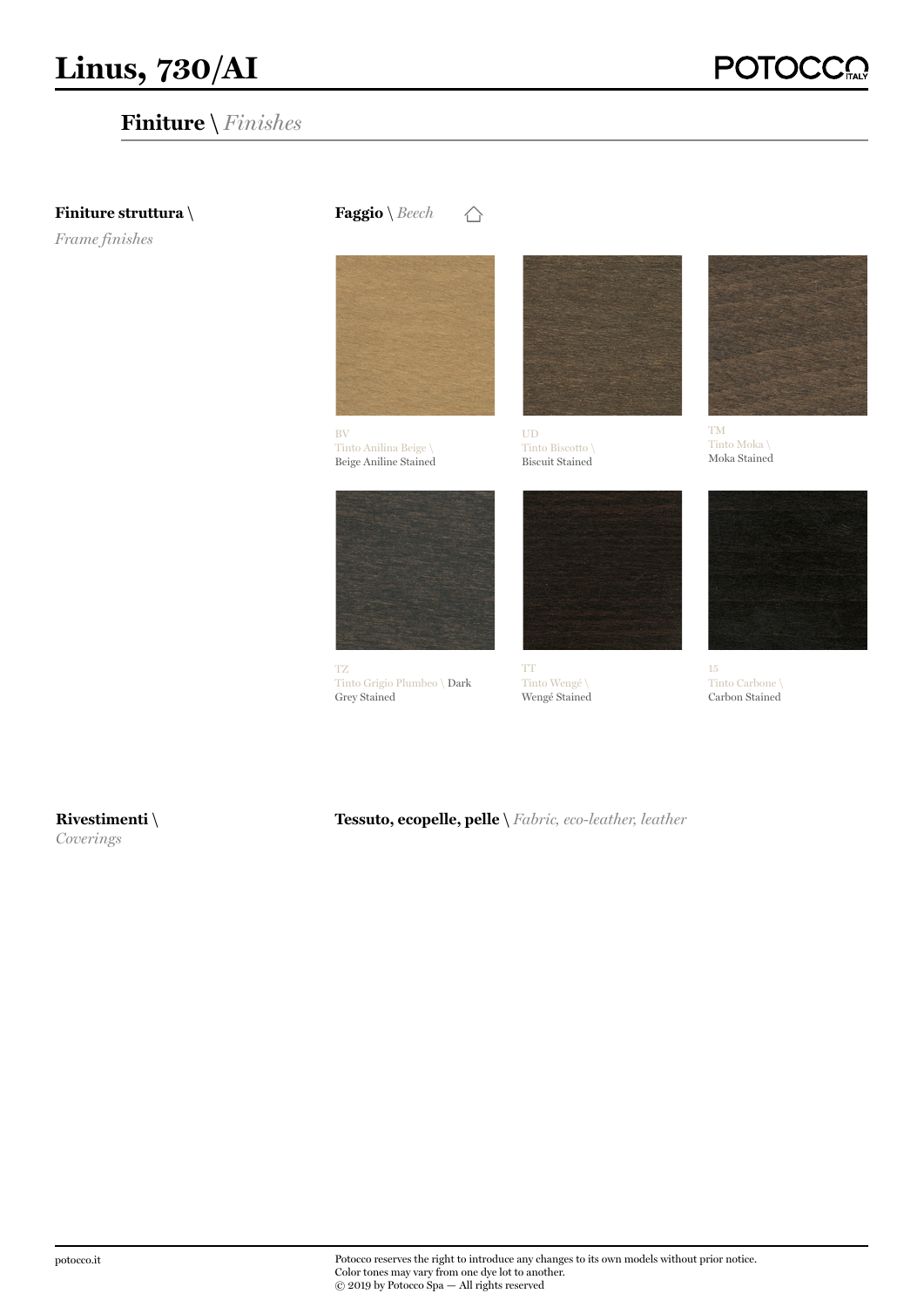# Linus, 730/AI

## **Finiture** \ *Finishes*

**Finiture struttura** \ *Frame finishes*

**Faggio** \ *Beech*

BV
Tinto Anilina Beige \
Beige Aniline Stained

UD
Tinto Biscotto \
Biscuit Stained

TM
Tinto Moka \
Moka Stained

TZ
Tinto Grigio Plumbeo \ Dark Grey Stained

TT
Tinto Wengé \
Wengé Stained

15
Tinto Carbone \
Carbon Stained

**Rivestimenti** \ *Coverings*

**Tessuto, ecopelle, pelle** \ *Fabric, eco-leather, leather*

potocco.it

Potocco reserves the right to introduce any changes to its own models without prior notice.
Color tones may vary from one dye lot to another.
© 2019 by Potocco Spa — All rights reserved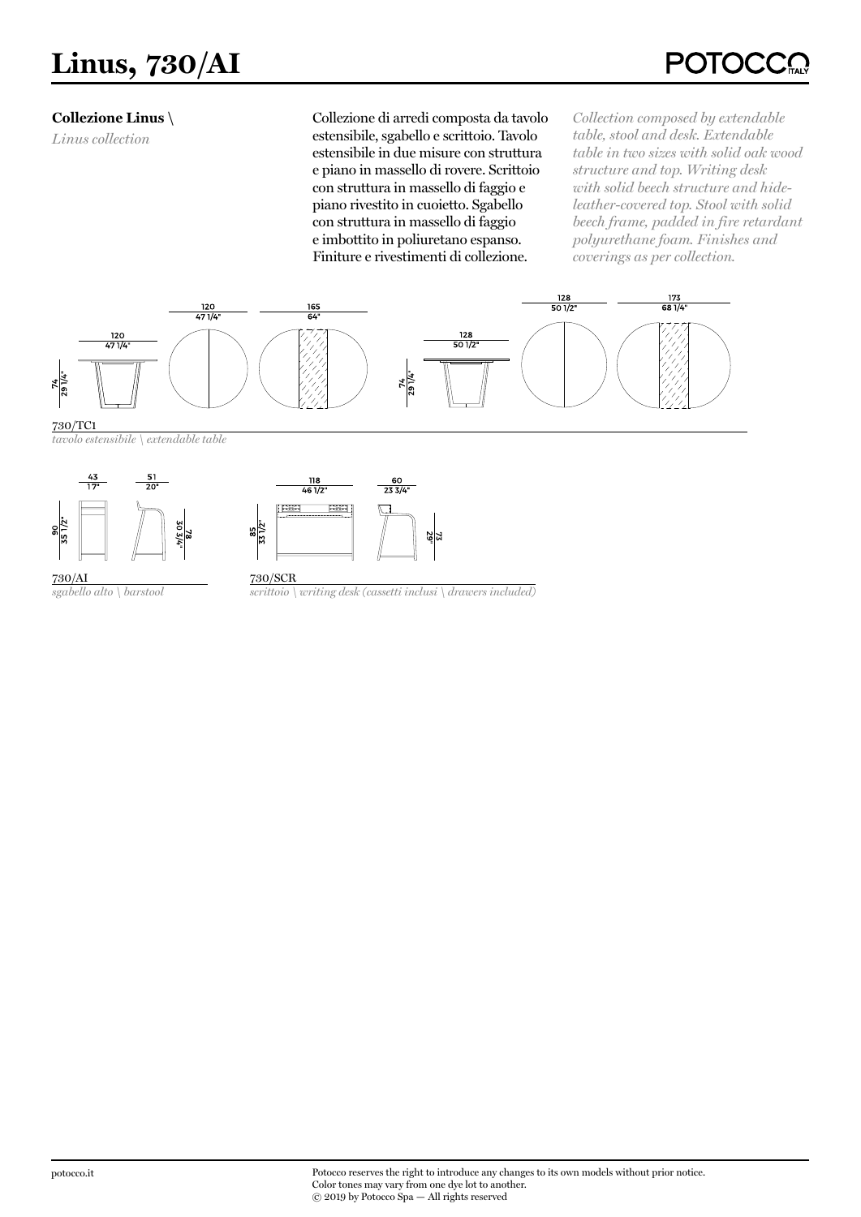# Linus, 730/AI

POTOCCO

**Collezione Linus** \
*Linus collection*

Collezione di arredi composta da tavolo estensibile, sgabello e scrittoio. Tavolo estensibile in due misure con struttura e piano in massello di rovere. Scrittoio con struttura in massello di faggio e piano rivestito in cuoietto. Sgabello con struttura in massello di faggio e imbottito in poliuretano espanso. Finiture e rivestimenti di collezione.

*Collection composed by extendable table, stool and desk. Extendable table in two sizes with solid oak wood structure and top. Writing desk with solid beech structure and hide-leather-covered top. Stool with solid beech frame, padded in fire retardant polyurethane foam. Finishes and coverings as per collection.*

120
47 1/4"
120
47 1/4"
165
64"
74
29 1/4"
128
50 1/2"
128
50 1/2"
173
68 1/4"
74
29 1/4"

730/TC1
*tavolo estensibile \ extendable table*

43
17"
51
20"
90
35 1/2"
78
30 3/4"

730/AI
*sgabello alto \ barstool*

118
46 1/2"
60
23 3/4"
85
33 1/2"
73
29"

730/SCR
*scrittoio \ writing desk (cassetti inclusi \ drawers included)*

potocco.it

Potocco reserves the right to introduce any changes to its own models without prior notice.
Color tones may vary from one dye lot to another.
© 2019 by Potocco Spa — All rights reserved